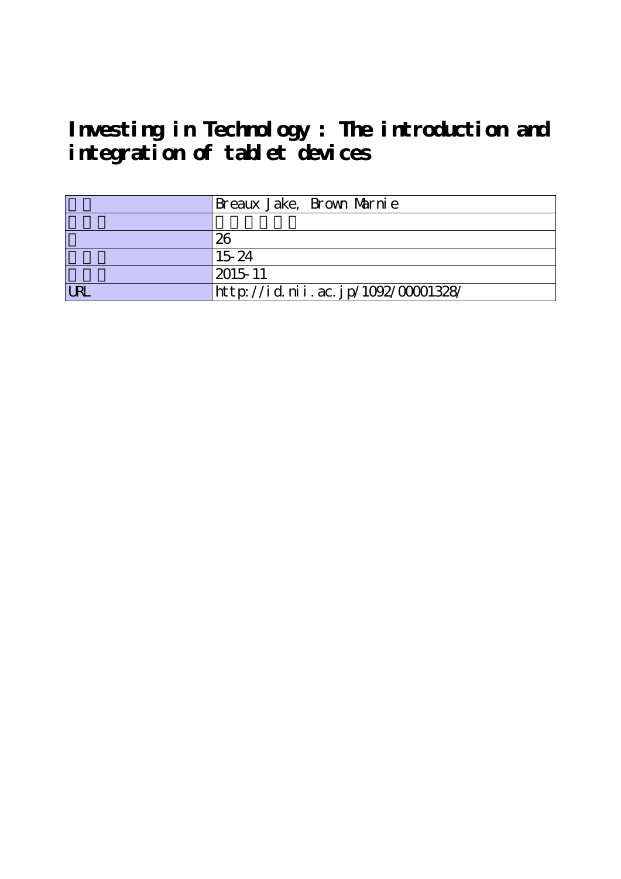# Investing in Technology : The introduction and integration of tablet devices

| | |
|---|---|
| | Breaux Jake, Brown Marnie |
| | |
| | 26 |
| | 15-24 |
| | 2015-11 |
| URL | http://id.nii.ac.jp/1092/00001328/ |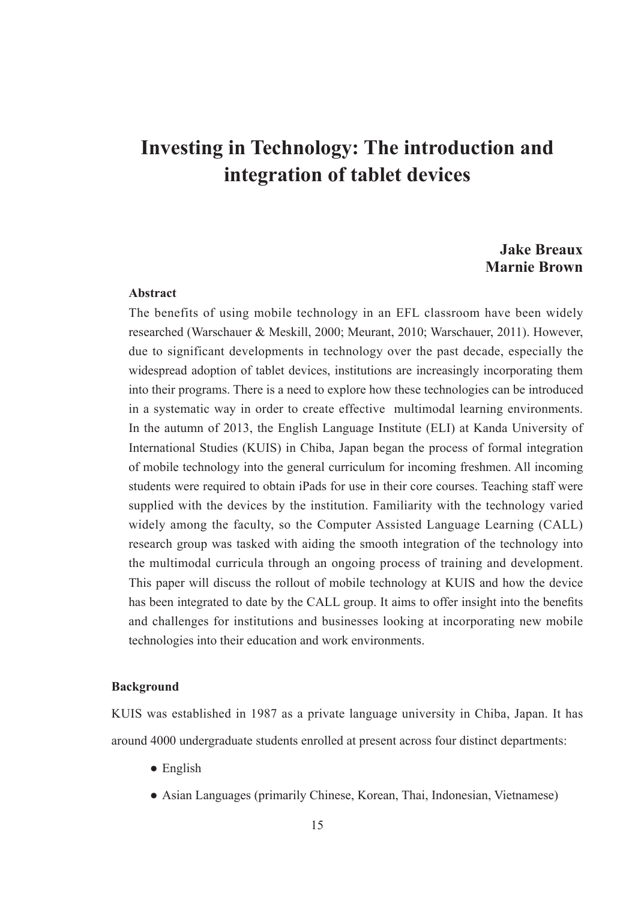# Investing in Technology: The introduction and integration of tablet devices

**Jake Breaux**
**Marnie Brown**

**Abstract**

The benefits of using mobile technology in an EFL classroom have been widely researched (Warschauer & Meskill, 2000; Meurant, 2010; Warschauer, 2011). However, due to significant developments in technology over the past decade, especially the widespread adoption of tablet devices, institutions are increasingly incorporating them into their programs. There is a need to explore how these technologies can be introduced in a systematic way in order to create effective multimodal learning environments. In the autumn of 2013, the English Language Institute (ELI) at Kanda University of International Studies (KUIS) in Chiba, Japan began the process of formal integration of mobile technology into the general curriculum for incoming freshmen. All incoming students were required to obtain iPads for use in their core courses. Teaching staff were supplied with the devices by the institution. Familiarity with the technology varied widely among the faculty, so the Computer Assisted Language Learning (CALL) research group was tasked with aiding the smooth integration of the technology into the multimodal curricula through an ongoing process of training and development. This paper will discuss the rollout of mobile technology at KUIS and how the device has been integrated to date by the CALL group. It aims to offer insight into the benefits and challenges for institutions and businesses looking at incorporating new mobile technologies into their education and work environments.

## Background

KUIS was established in 1987 as a private language university in Chiba, Japan. It has around 4000 undergraduate students enrolled at present across four distinct departments:

- English
- Asian Languages (primarily Chinese, Korean, Thai, Indonesian, Vietnamese)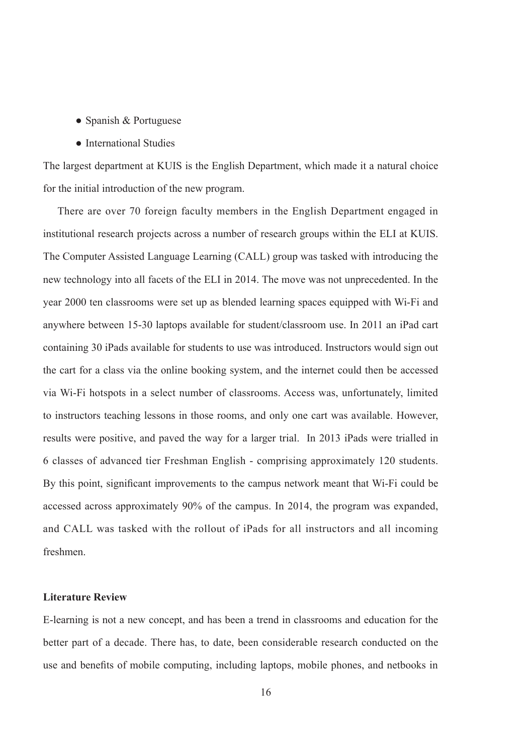- Spanish & Portuguese
- International Studies

The largest department at KUIS is the English Department, which made it a natural choice for the initial introduction of the new program.

There are over 70 foreign faculty members in the English Department engaged in institutional research projects across a number of research groups within the ELI at KUIS. The Computer Assisted Language Learning (CALL) group was tasked with introducing the new technology into all facets of the ELI in 2014. The move was not unprecedented. In the year 2000 ten classrooms were set up as blended learning spaces equipped with Wi-Fi and anywhere between 15-30 laptops available for student/classroom use. In 2011 an iPad cart containing 30 iPads available for students to use was introduced. Instructors would sign out the cart for a class via the online booking system, and the internet could then be accessed via Wi-Fi hotspots in a select number of classrooms. Access was, unfortunately, limited to instructors teaching lessons in those rooms, and only one cart was available. However, results were positive, and paved the way for a larger trial. In 2013 iPads were trialled in 6 classes of advanced tier Freshman English - comprising approximately 120 students. By this point, significant improvements to the campus network meant that Wi-Fi could be accessed across approximately 90% of the campus. In 2014, the program was expanded, and CALL was tasked with the rollout of iPads for all instructors and all incoming freshmen.

**Literature Review**

E-learning is not a new concept, and has been a trend in classrooms and education for the better part of a decade. There has, to date, been considerable research conducted on the use and benefits of mobile computing, including laptops, mobile phones, and netbooks in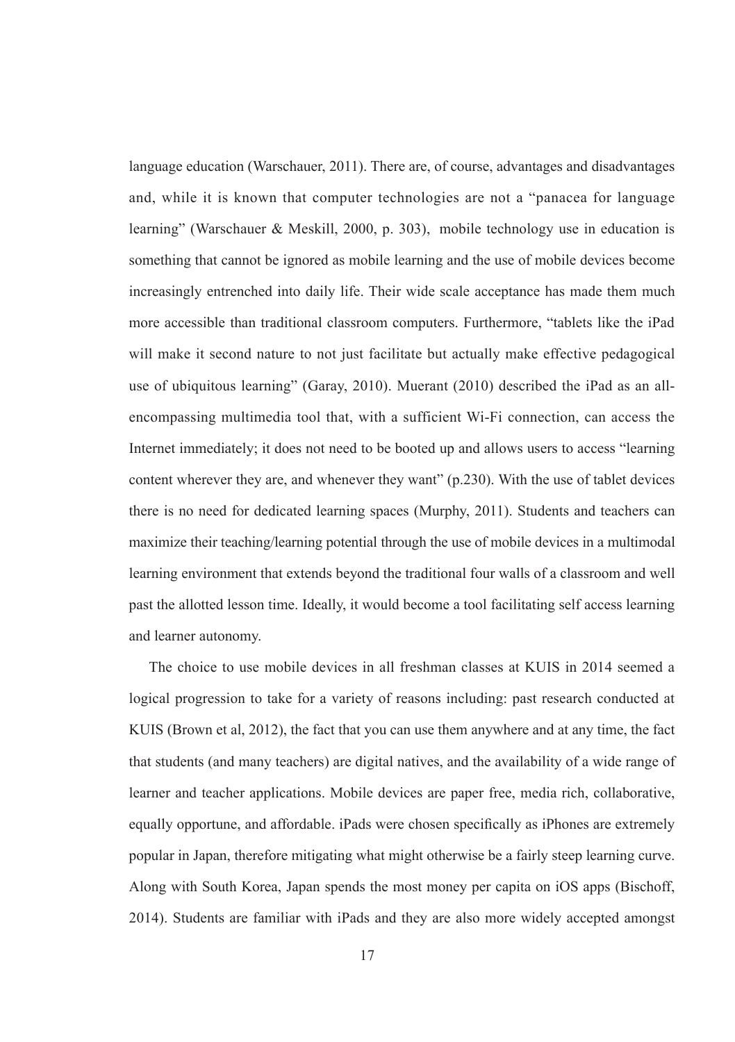language education (Warschauer, 2011). There are, of course, advantages and disadvantages and, while it is known that computer technologies are not a "panacea for language learning" (Warschauer & Meskill, 2000, p. 303), mobile technology use in education is something that cannot be ignored as mobile learning and the use of mobile devices become increasingly entrenched into daily life. Their wide scale acceptance has made them much more accessible than traditional classroom computers. Furthermore, "tablets like the iPad will make it second nature to not just facilitate but actually make effective pedagogical use of ubiquitous learning" (Garay, 2010). Muerant (2010) described the iPad as an all-encompassing multimedia tool that, with a sufficient Wi-Fi connection, can access the Internet immediately; it does not need to be booted up and allows users to access "learning content wherever they are, and whenever they want" (p.230). With the use of tablet devices there is no need for dedicated learning spaces (Murphy, 2011). Students and teachers can maximize their teaching/learning potential through the use of mobile devices in a multimodal learning environment that extends beyond the traditional four walls of a classroom and well past the allotted lesson time. Ideally, it would become a tool facilitating self access learning and learner autonomy.

The choice to use mobile devices in all freshman classes at KUIS in 2014 seemed a logical progression to take for a variety of reasons including: past research conducted at KUIS (Brown et al, 2012), the fact that you can use them anywhere and at any time, the fact that students (and many teachers) are digital natives, and the availability of a wide range of learner and teacher applications. Mobile devices are paper free, media rich, collaborative, equally opportune, and affordable. iPads were chosen specifically as iPhones are extremely popular in Japan, therefore mitigating what might otherwise be a fairly steep learning curve. Along with South Korea, Japan spends the most money per capita on iOS apps (Bischoff, 2014). Students are familiar with iPads and they are also more widely accepted amongst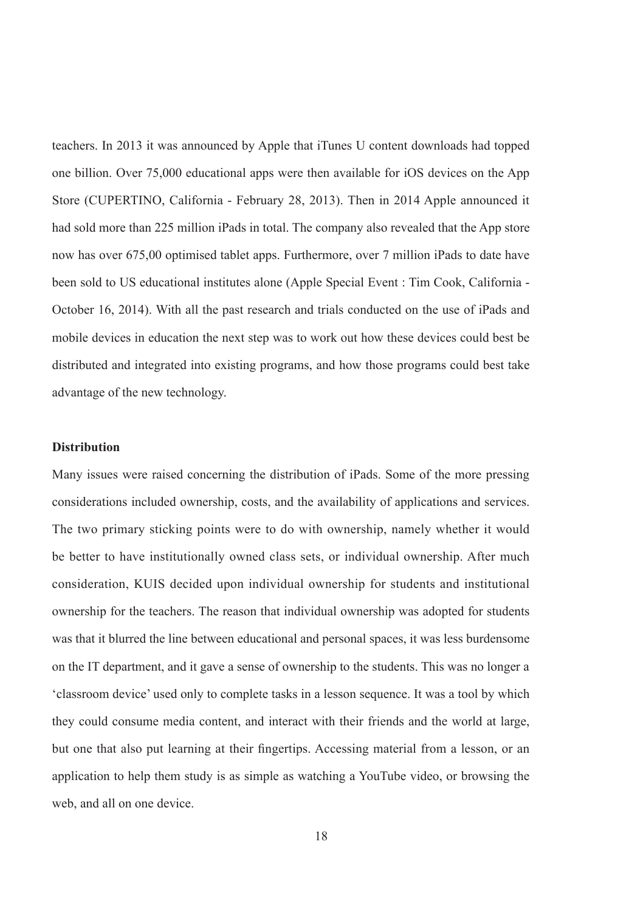teachers. In 2013 it was announced by Apple that iTunes U content downloads had topped one billion. Over 75,000 educational apps were then available for iOS devices on the App Store (CUPERTINO, California - February 28, 2013). Then in 2014 Apple announced it had sold more than 225 million iPads in total. The company also revealed that the App store now has over 675,00 optimised tablet apps. Furthermore, over 7 million iPads to date have been sold to US educational institutes alone (Apple Special Event : Tim Cook, California - October 16, 2014). With all the past research and trials conducted on the use of iPads and mobile devices in education the next step was to work out how these devices could best be distributed and integrated into existing programs, and how those programs could best take advantage of the new technology.

**Distribution**

Many issues were raised concerning the distribution of iPads. Some of the more pressing considerations included ownership, costs, and the availability of applications and services. The two primary sticking points were to do with ownership, namely whether it would be better to have institutionally owned class sets, or individual ownership. After much consideration, KUIS decided upon individual ownership for students and institutional ownership for the teachers. The reason that individual ownership was adopted for students was that it blurred the line between educational and personal spaces, it was less burdensome on the IT department, and it gave a sense of ownership to the students. This was no longer a 'classroom device' used only to complete tasks in a lesson sequence. It was a tool by which they could consume media content, and interact with their friends and the world at large, but one that also put learning at their fingertips. Accessing material from a lesson, or an application to help them study is as simple as watching a YouTube video, or browsing the web, and all on one device.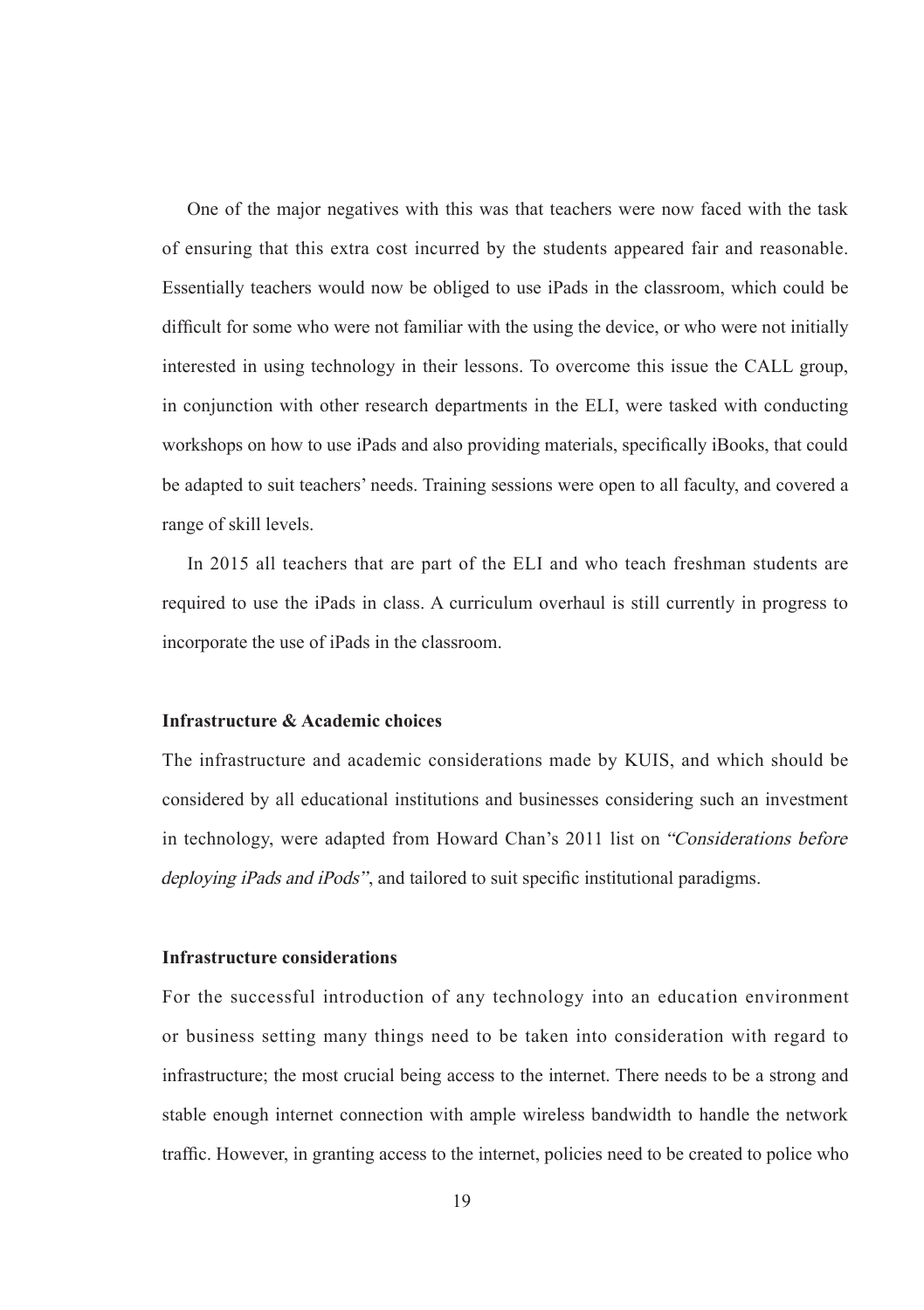One of the major negatives with this was that teachers were now faced with the task of ensuring that this extra cost incurred by the students appeared fair and reasonable. Essentially teachers would now be obliged to use iPads in the classroom, which could be difficult for some who were not familiar with the using the device, or who were not initially interested in using technology in their lessons. To overcome this issue the CALL group, in conjunction with other research departments in the ELI, were tasked with conducting workshops on how to use iPads and also providing materials, specifically iBooks, that could be adapted to suit teachers' needs. Training sessions were open to all faculty, and covered a range of skill levels.

In 2015 all teachers that are part of the ELI and who teach freshman students are required to use the iPads in class. A curriculum overhaul is still currently in progress to incorporate the use of iPads in the classroom.

**Infrastructure & Academic choices**

The infrastructure and academic considerations made by KUIS, and which should be considered by all educational institutions and businesses considering such an investment in technology, were adapted from Howard Chan's 2011 list on *"Considerations before deploying iPads and iPods"*, and tailored to suit specific institutional paradigms.

**Infrastructure considerations**

For the successful introduction of any technology into an education environment or business setting many things need to be taken into consideration with regard to infrastructure; the most crucial being access to the internet. There needs to be a strong and stable enough internet connection with ample wireless bandwidth to handle the network traffic. However, in granting access to the internet, policies need to be created to police who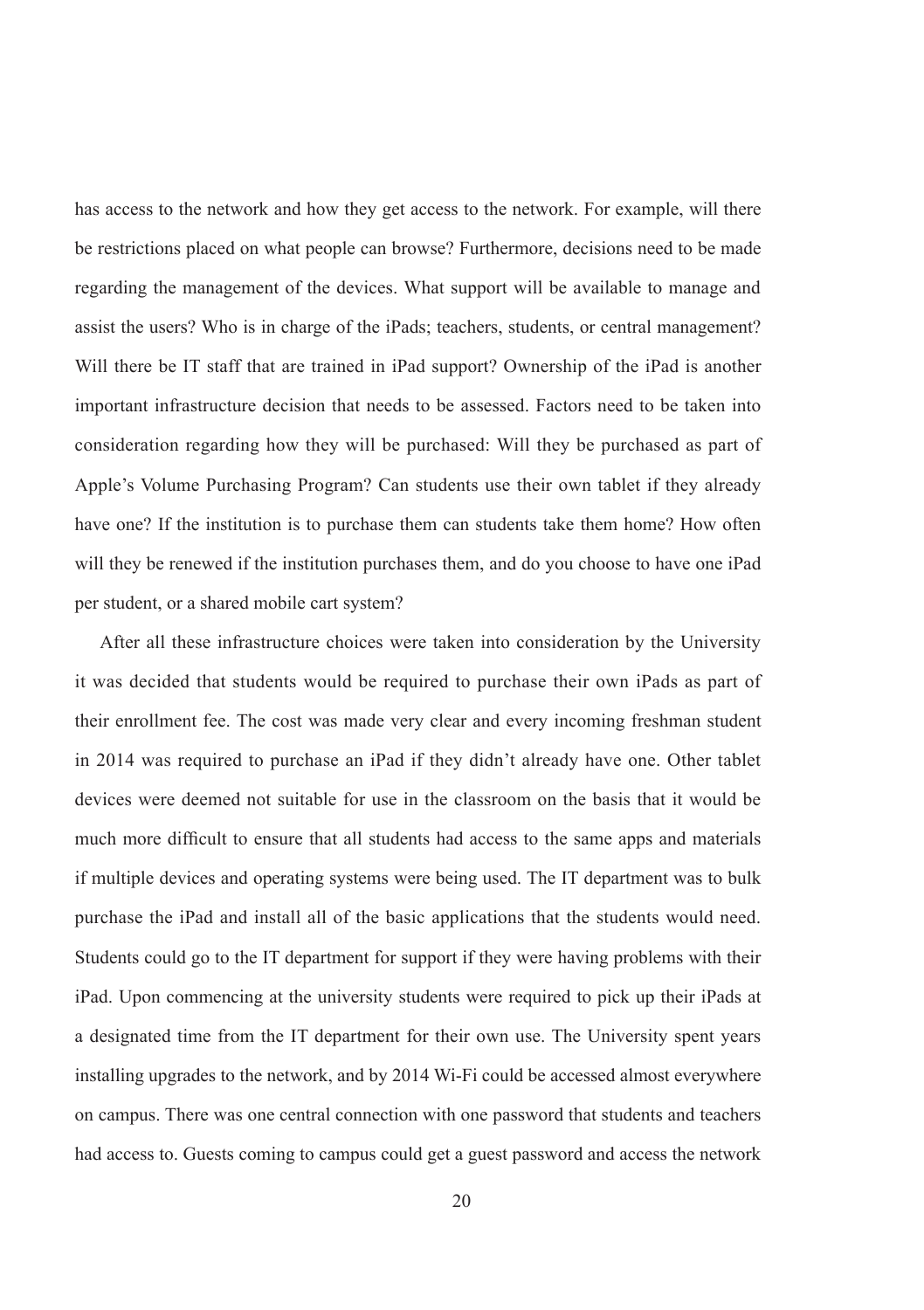has access to the network and how they get access to the network. For example, will there be restrictions placed on what people can browse? Furthermore, decisions need to be made regarding the management of the devices. What support will be available to manage and assist the users? Who is in charge of the iPads; teachers, students, or central management? Will there be IT staff that are trained in iPad support? Ownership of the iPad is another important infrastructure decision that needs to be assessed. Factors need to be taken into consideration regarding how they will be purchased: Will they be purchased as part of Apple's Volume Purchasing Program? Can students use their own tablet if they already have one? If the institution is to purchase them can students take them home? How often will they be renewed if the institution purchases them, and do you choose to have one iPad per student, or a shared mobile cart system?

After all these infrastructure choices were taken into consideration by the University it was decided that students would be required to purchase their own iPads as part of their enrollment fee. The cost was made very clear and every incoming freshman student in 2014 was required to purchase an iPad if they didn't already have one. Other tablet devices were deemed not suitable for use in the classroom on the basis that it would be much more difficult to ensure that all students had access to the same apps and materials if multiple devices and operating systems were being used. The IT department was to bulk purchase the iPad and install all of the basic applications that the students would need. Students could go to the IT department for support if they were having problems with their iPad. Upon commencing at the university students were required to pick up their iPads at a designated time from the IT department for their own use. The University spent years installing upgrades to the network, and by 2014 Wi-Fi could be accessed almost everywhere on campus. There was one central connection with one password that students and teachers had access to. Guests coming to campus could get a guest password and access the network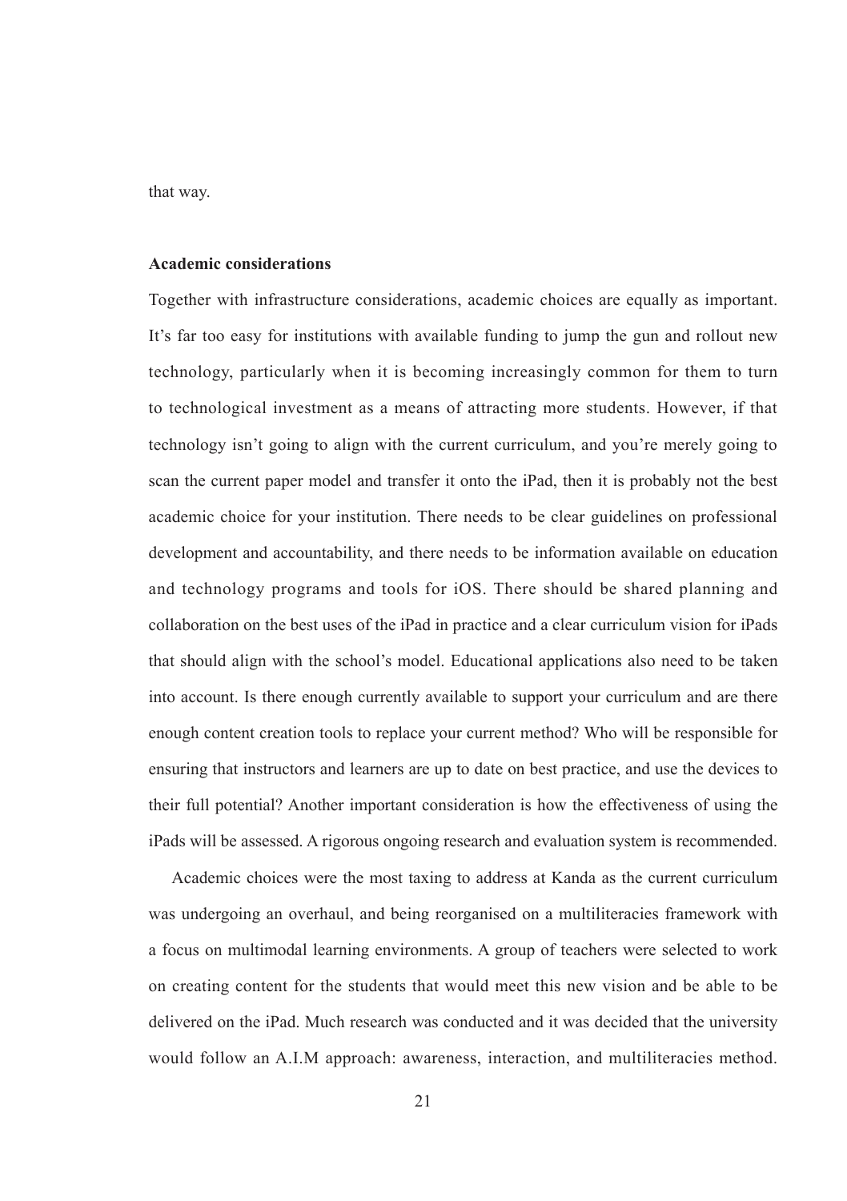that way.

**Academic considerations**

Together with infrastructure considerations, academic choices are equally as important. It's far too easy for institutions with available funding to jump the gun and rollout new technology, particularly when it is becoming increasingly common for them to turn to technological investment as a means of attracting more students. However, if that technology isn't going to align with the current curriculum, and you're merely going to scan the current paper model and transfer it onto the iPad, then it is probably not the best academic choice for your institution. There needs to be clear guidelines on professional development and accountability, and there needs to be information available on education and technology programs and tools for iOS. There should be shared planning and collaboration on the best uses of the iPad in practice and a clear curriculum vision for iPads that should align with the school's model. Educational applications also need to be taken into account. Is there enough currently available to support your curriculum and are there enough content creation tools to replace your current method? Who will be responsible for ensuring that instructors and learners are up to date on best practice, and use the devices to their full potential? Another important consideration is how the effectiveness of using the iPads will be assessed. A rigorous ongoing research and evaluation system is recommended.

Academic choices were the most taxing to address at Kanda as the current curriculum was undergoing an overhaul, and being reorganised on a multiliteracies framework with a focus on multimodal learning environments. A group of teachers were selected to work on creating content for the students that would meet this new vision and be able to be delivered on the iPad. Much research was conducted and it was decided that the university would follow an A.I.M approach: awareness, interaction, and multiliteracies method.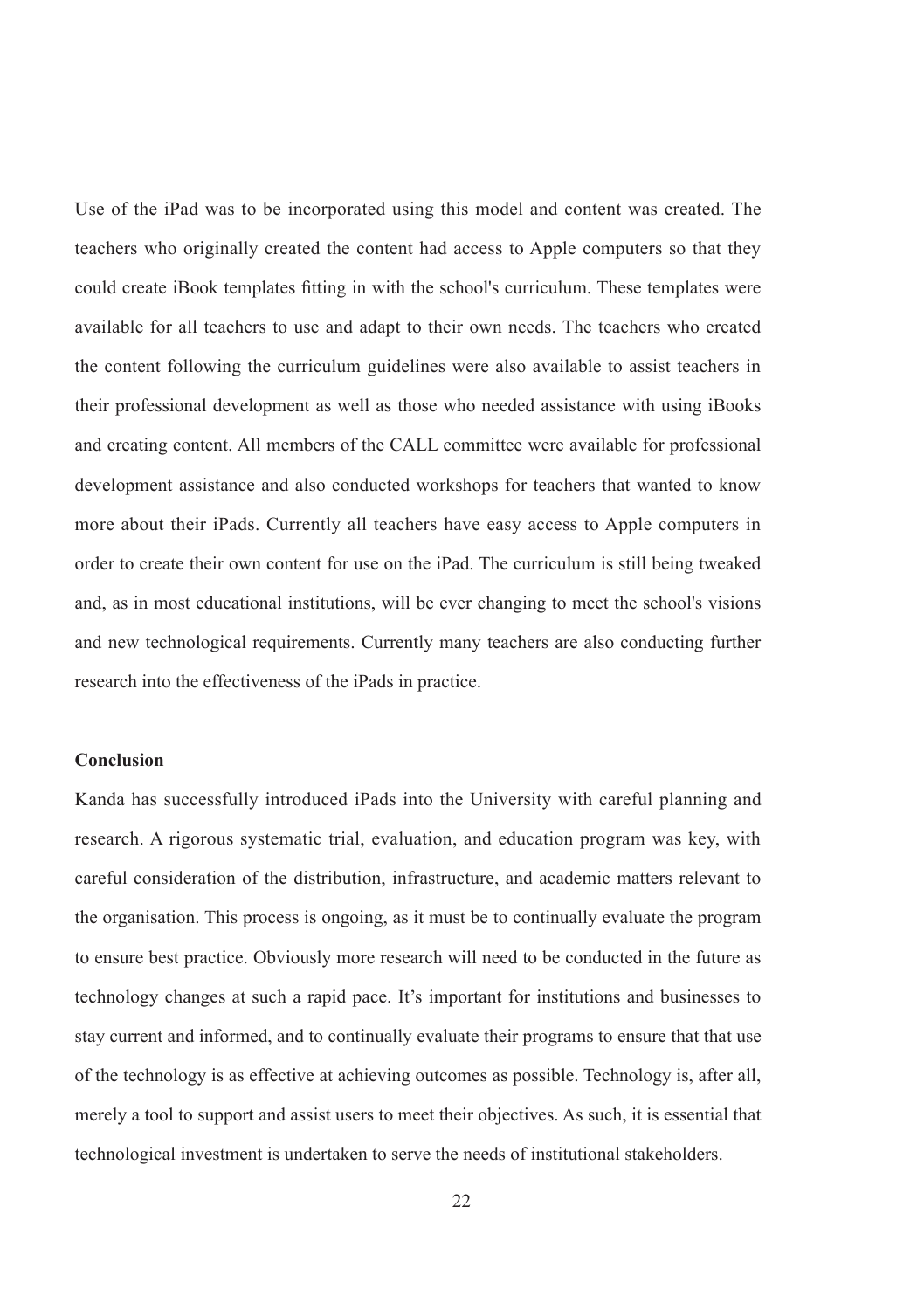Use of the iPad was to be incorporated using this model and content was created. The teachers who originally created the content had access to Apple computers so that they could create iBook templates fitting in with the school's curriculum. These templates were available for all teachers to use and adapt to their own needs. The teachers who created the content following the curriculum guidelines were also available to assist teachers in their professional development as well as those who needed assistance with using iBooks and creating content. All members of the CALL committee were available for professional development assistance and also conducted workshops for teachers that wanted to know more about their iPads. Currently all teachers have easy access to Apple computers in order to create their own content for use on the iPad. The curriculum is still being tweaked and, as in most educational institutions, will be ever changing to meet the school's visions and new technological requirements. Currently many teachers are also conducting further research into the effectiveness of the iPads in practice.

## Conclusion

Kanda has successfully introduced iPads into the University with careful planning and research. A rigorous systematic trial, evaluation, and education program was key, with careful consideration of the distribution, infrastructure, and academic matters relevant to the organisation. This process is ongoing, as it must be to continually evaluate the program to ensure best practice. Obviously more research will need to be conducted in the future as technology changes at such a rapid pace. It's important for institutions and businesses to stay current and informed, and to continually evaluate their programs to ensure that that use of the technology is as effective at achieving outcomes as possible. Technology is, after all, merely a tool to support and assist users to meet their objectives. As such, it is essential that technological investment is undertaken to serve the needs of institutional stakeholders.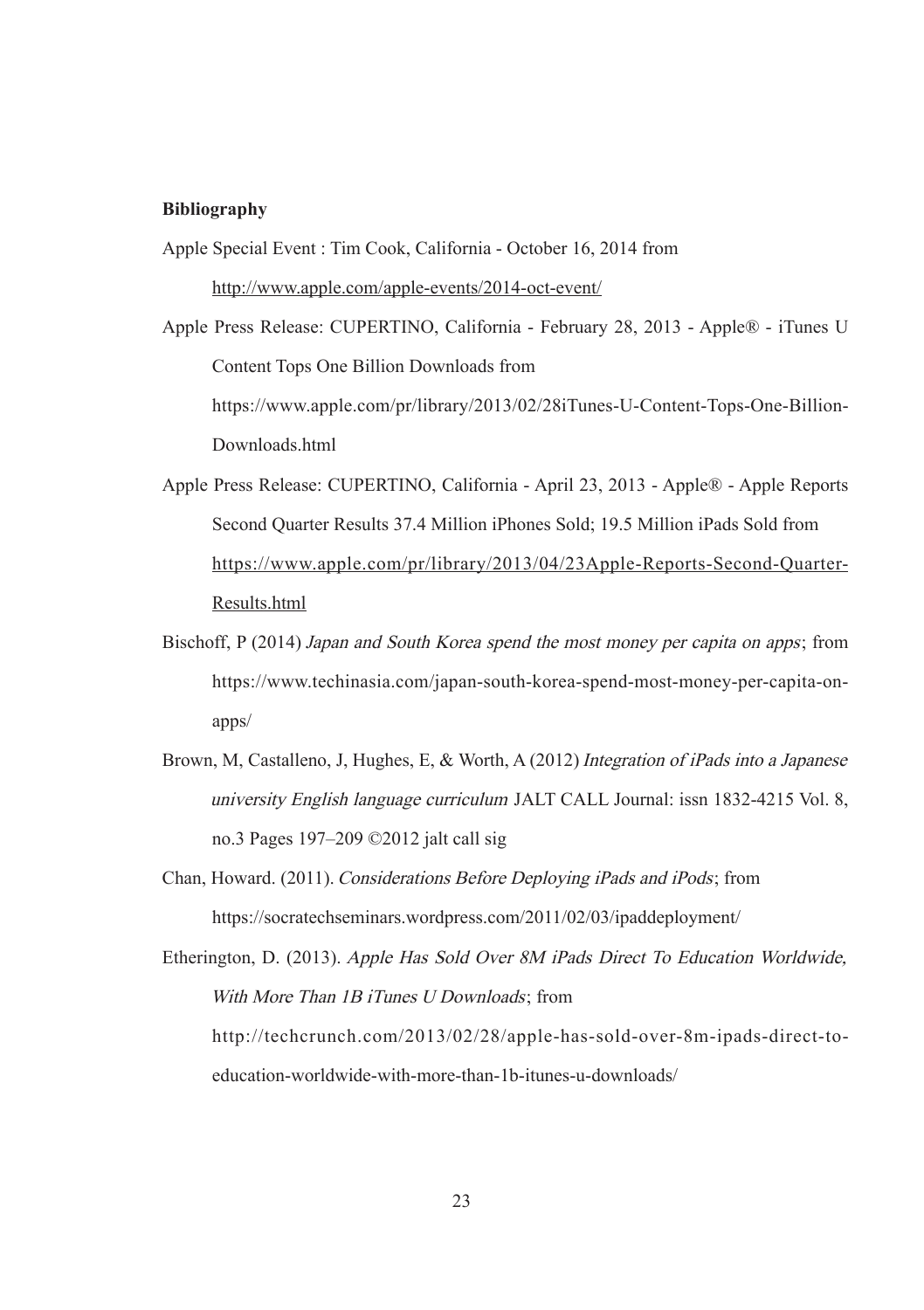**Bibliography**

Apple Special Event : Tim Cook, California - October 16, 2014 from http://www.apple.com/apple-events/2014-oct-event/

Apple Press Release: CUPERTINO, California - February 28, 2013 - Apple® - iTunes U Content Tops One Billion Downloads from https://www.apple.com/pr/library/2013/02/28iTunes-U-Content-Tops-One-Billion-Downloads.html

Apple Press Release: CUPERTINO, California - April 23, 2013 - Apple® - Apple Reports Second Quarter Results 37.4 Million iPhones Sold; 19.5 Million iPads Sold from https://www.apple.com/pr/library/2013/04/23Apple-Reports-Second-Quarter-Results.html

Bischoff, P (2014) *Japan and South Korea spend the most money per capita on apps*; from https://www.techinasia.com/japan-south-korea-spend-most-money-per-capita-on-apps/

Brown, M, Castalleno, J, Hughes, E, & Worth, A (2012) *Integration of iPads into a Japanese university English language curriculum* JALT CALL Journal: issn 1832-4215 Vol. 8, no.3 Pages 197–209 ©2012 jalt call sig

Chan, Howard. (2011). *Considerations Before Deploying iPads and iPods*; from https://socratechseminars.wordpress.com/2011/02/03/ipaddeployment/

Etherington, D. (2013). *Apple Has Sold Over 8M iPads Direct To Education Worldwide, With More Than 1B iTunes U Downloads*; from http://techcrunch.com/2013/02/28/apple-has-sold-over-8m-ipads-direct-to-education-worldwide-with-more-than-1b-itunes-u-downloads/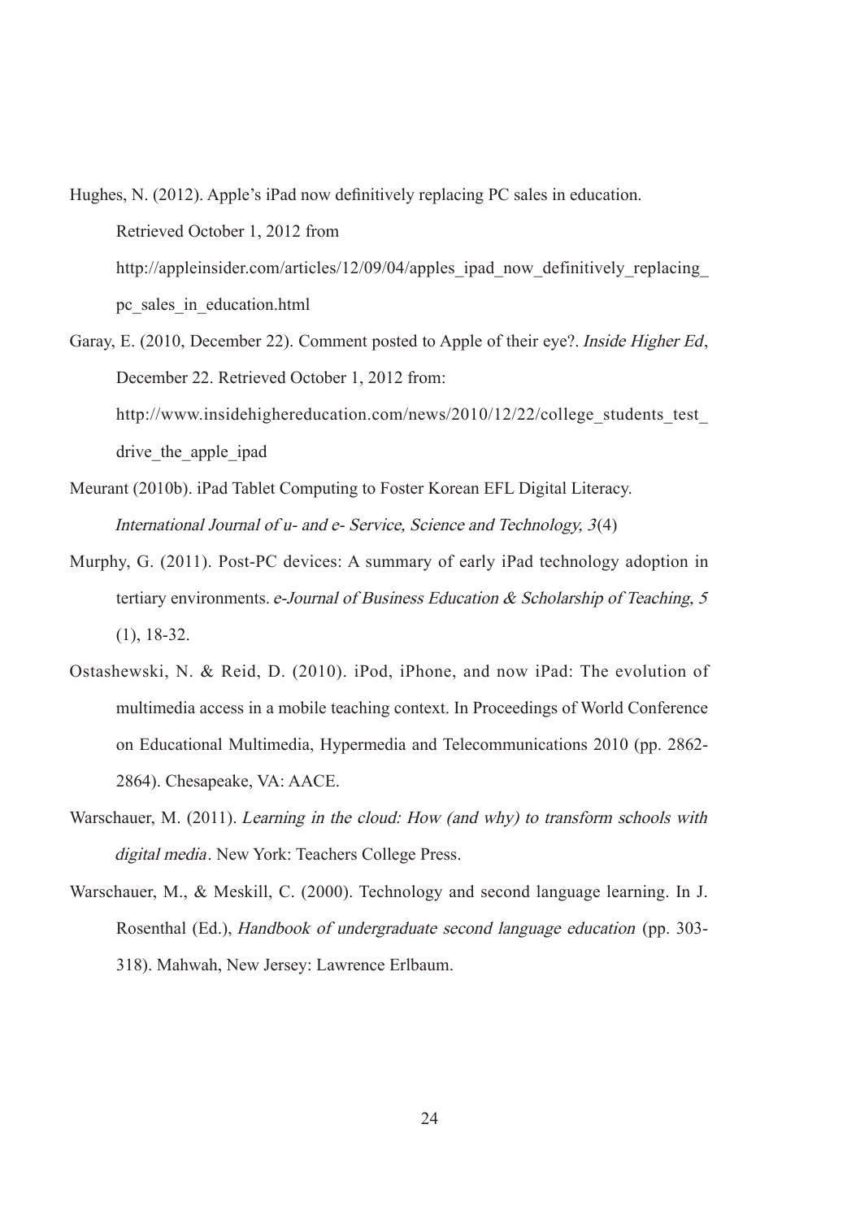Hughes, N. (2012). Apple's iPad now definitively replacing PC sales in education. Retrieved October 1, 2012 from http://appleinsider.com/articles/12/09/04/apples_ipad_now_definitively_replacing_pc_sales_in_education.html

Garay, E. (2010, December 22). Comment posted to Apple of their eye?. *Inside Higher Ed*, December 22. Retrieved October 1, 2012 from: http://www.insidehighereducation.com/news/2010/12/22/college_students_test_drive_the_apple_ipad

Meurant (2010b). iPad Tablet Computing to Foster Korean EFL Digital Literacy. *International Journal of u- and e- Service, Science and Technology, 3*(4)

Murphy, G. (2011). Post-PC devices: A summary of early iPad technology adoption in tertiary environments. *e-Journal of Business Education & Scholarship of Teaching, 5* (1), 18-32.

Ostashewski, N. & Reid, D. (2010). iPod, iPhone, and now iPad: The evolution of multimedia access in a mobile teaching context. In Proceedings of World Conference on Educational Multimedia, Hypermedia and Telecommunications 2010 (pp. 2862-2864). Chesapeake, VA: AACE.

Warschauer, M. (2011). *Learning in the cloud: How (and why) to transform schools with digital media*. New York: Teachers College Press.

Warschauer, M., & Meskill, C. (2000). Technology and second language learning. In J. Rosenthal (Ed.), *Handbook of undergraduate second language education* (pp. 303-318). Mahwah, New Jersey: Lawrence Erlbaum.